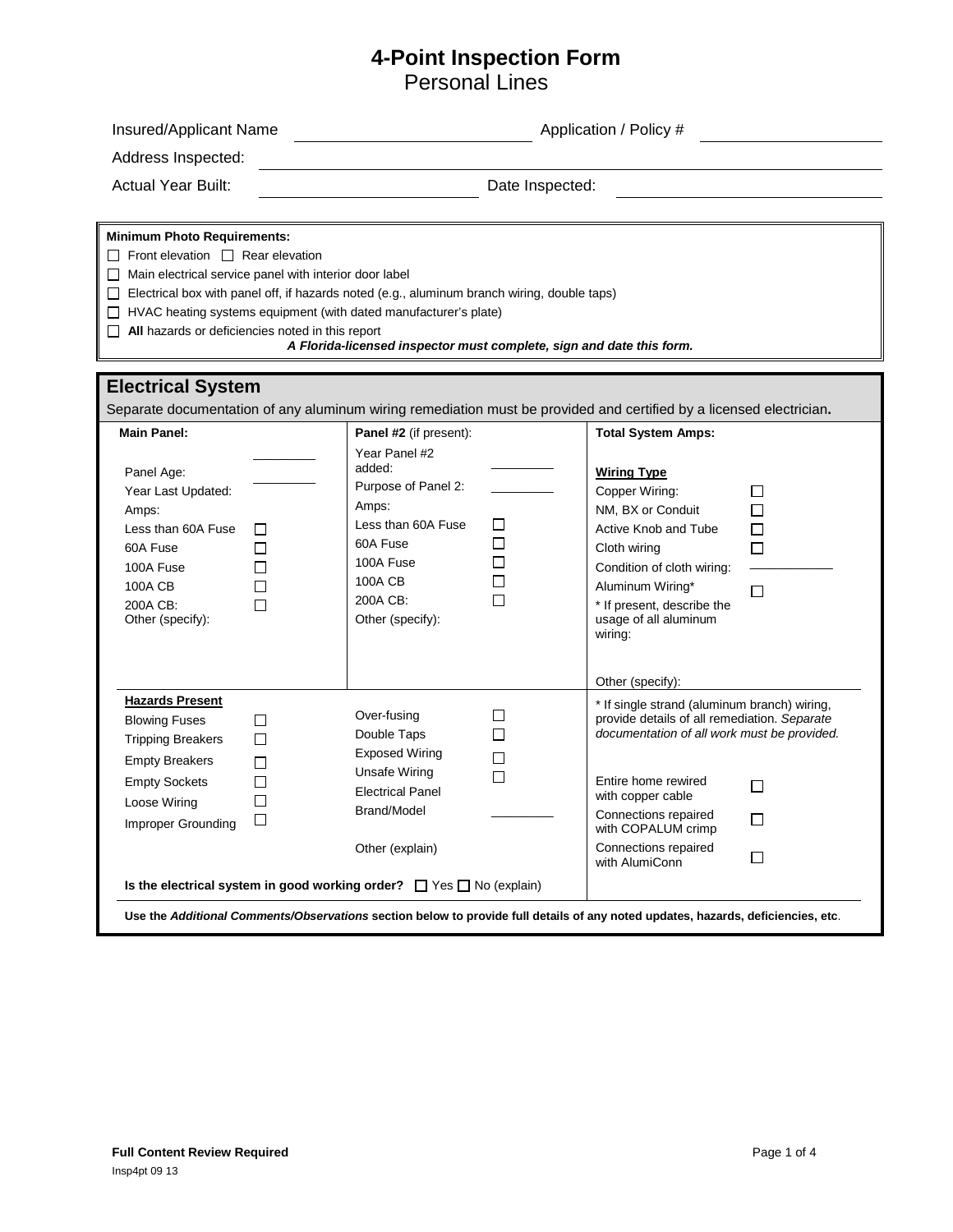# 4-Point Inspection Form

## Personal Lines

Insured/Applicant Name ____________________ Application / Policy # ____________________

Address Inspected: ________________________________________

Actual Year Built: ____________________ Date Inspected: ____________________

**Minimum Photo Requirements:**

- ☐ Front elevation ☐ Rear elevation
- ☐ Main electrical service panel with interior door label
- ☐ Electrical box with panel off, if hazards noted (e.g., aluminum branch wiring, double taps)
- ☐ HVAC heating systems equipment (with dated manufacturer's plate)
- ☐ **All** hazards or deficiencies noted in this report

***A Florida-licensed inspector must complete, sign and date this form.***

## Electrical System

Separate documentation of any aluminum wiring remediation must be provided and certified by a licensed electrician**.**

| **Main Panel:** | | **Panel #2** (if present): | | **Total System Amps:** | |
|---|---|---|---|---|---|
| Panel Age: | ________ | Year Panel #2 added: | ________ | **Wiring Type** | |
| Year Last Updated: | ________ | Purpose of Panel 2: | ________ | Copper Wiring: | ☐ |
| Amps: | | Amps: | | NM, BX or Conduit | ☐ |
| Less than 60A Fuse | ☐ | Less than 60A Fuse | ☐ | Active Knob and Tube | ☐ |
| 60A Fuse | ☐ | 60A Fuse | ☐ | Cloth wiring | ☐ |
| 100A Fuse | ☐ | 100A Fuse | ☐ | Condition of cloth wiring: | ________ |
| 100A CB | ☐ | 100A CB | ☐ | Aluminum Wiring* | ☐ |
| 200A CB: | ☐ | 200A CB: | ☐ | * If present, describe the usage of all aluminum wiring: | |
| Other (specify): | | Other (specify): | | | |
| | | | | Other (specify): | |

| **Hazards Present** | | | | | |
|---|---|---|---|---|---|
| Blowing Fuses | ☐ | Over-fusing | ☐ | * If single strand (aluminum branch) wiring, provide details of all remediation. *Separate documentation of all work must be provided.* | |
| Tripping Breakers | ☐ | Double Taps | ☐ | | |
| Empty Breakers | ☐ | Exposed Wiring | ☐ | | |
| Empty Sockets | ☐ | Unsafe Wiring | ☐ | Entire home rewired with copper cable | ☐ |
| Loose Wiring | ☐ | Electrical Panel Brand/Model | ________ | Connections repaired with COPALUM crimp | ☐ |
| Improper Grounding | ☐ | Other (explain) | | Connections repaired with AlumiConn | ☐ |

**Is the electrical system in good working order?** ☐ Yes ☐ No (explain)

**Use the *Additional Comments/Observations* section below to provide full details of any noted updates, hazards, deficiencies, etc**.

**Full Content Review Required**

Insp4pt 09 13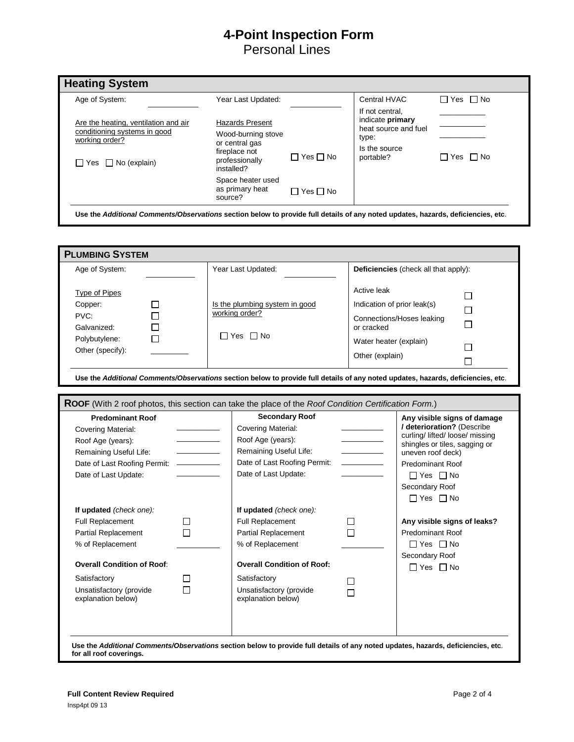# 4-Point Inspection Form
Personal Lines

## Heating System

Age of System: ____________

Year Last Updated: ____________

Central HVAC ☐ Yes ☐ No

If not central, indicate **primary** heat source and fuel type: ____________ ____________ ____________

Is the source portable? ☐ Yes ☐ No

Are the heating, ventilation and air conditioning systems in good working order?

☐ Yes ☐ No (explain)

Hazards Present

| | |
|---|---|
| Wood-burning stove or central gas fireplace not professionally installed? | ☐ Yes ☐ No |
| Space heater used as primary heat source? | ☐ Yes ☐ No |

**Use the *Additional Comments/Observations* section below to provide full details of any noted updates, hazards, deficiencies, etc**.

## PLUMBING SYSTEM

Age of System: ____________

Year Last Updated: ____________

Type of Pipes

| | |
|---|---|
| Copper: | ☐ |
| PVC: | ☐ |
| Galvanized: | ☐ |
| Polybutylene: | ☐ |
| Other (specify): | ____________ |

Is the plumbing system in good working order?

☐ Yes ☐ No

**Deficiencies** (check all that apply):

| | |
|---|---|
| Active leak | ☐ |
| Indication of prior leak(s) | ☐ |
| Connections/Hoses leaking or cracked | ☐ |
| Water heater (explain) | ☐ |
| Other (explain) | ☐ |

**Use the *Additional Comments/Observations* section below to provide full details of any noted updates, hazards, deficiencies, etc**.

## ROOF (With 2 roof photos, this section can take the place of the *Roof Condition Certification Form.*)

| **Predominant Roof** | | **Secondary Roof** | |
|---|---|---|---|
| Covering Material: | ____________ | Covering Material: | ____________ |
| Roof Age (years): | ____________ | Roof Age (years): | ____________ |
| Remaining Useful Life: | ____________ | Remaining Useful Life: | ____________ |
| Date of Last Roofing Permit: | ____________ | Date of Last Roofing Permit: | ____________ |
| Date of Last Update: | ____________ | Date of Last Update: | ____________ |
| **If updated** *(check one):* | | **If updated** *(check one):* | |
| Full Replacement | ☐ | Full Replacement | ☐ |
| Partial Replacement | ☐ | Partial Replacement | ☐ |
| % of Replacement | ____________ | % of Replacement | ____________ |
| **Overall Condition of Roof**: | | **Overall Condition of Roof:** | |
| Satisfactory | ☐ | Satisfactory | ☐ |
| Unsatisfactory (provide explanation below) | ☐ | Unsatisfactory (provide explanation below) | ☐ |

**Any visible signs of damage / deterioration?** (Describe curling/ lifted/ loose/ missing shingles or tiles, sagging or uneven roof deck)

Predominant Roof ☐ Yes ☐ No

Secondary Roof ☐ Yes ☐ No

**Any visible signs of leaks?**

Predominant Roof ☐ Yes ☐ No

Secondary Roof ☐ Yes ☐ No

**Use the *Additional Comments/Observations* section below to provide full details of any noted updates, hazards, deficiencies, etc. for all roof coverings.**

**Full Content Review Required**

Insp4pt 09 13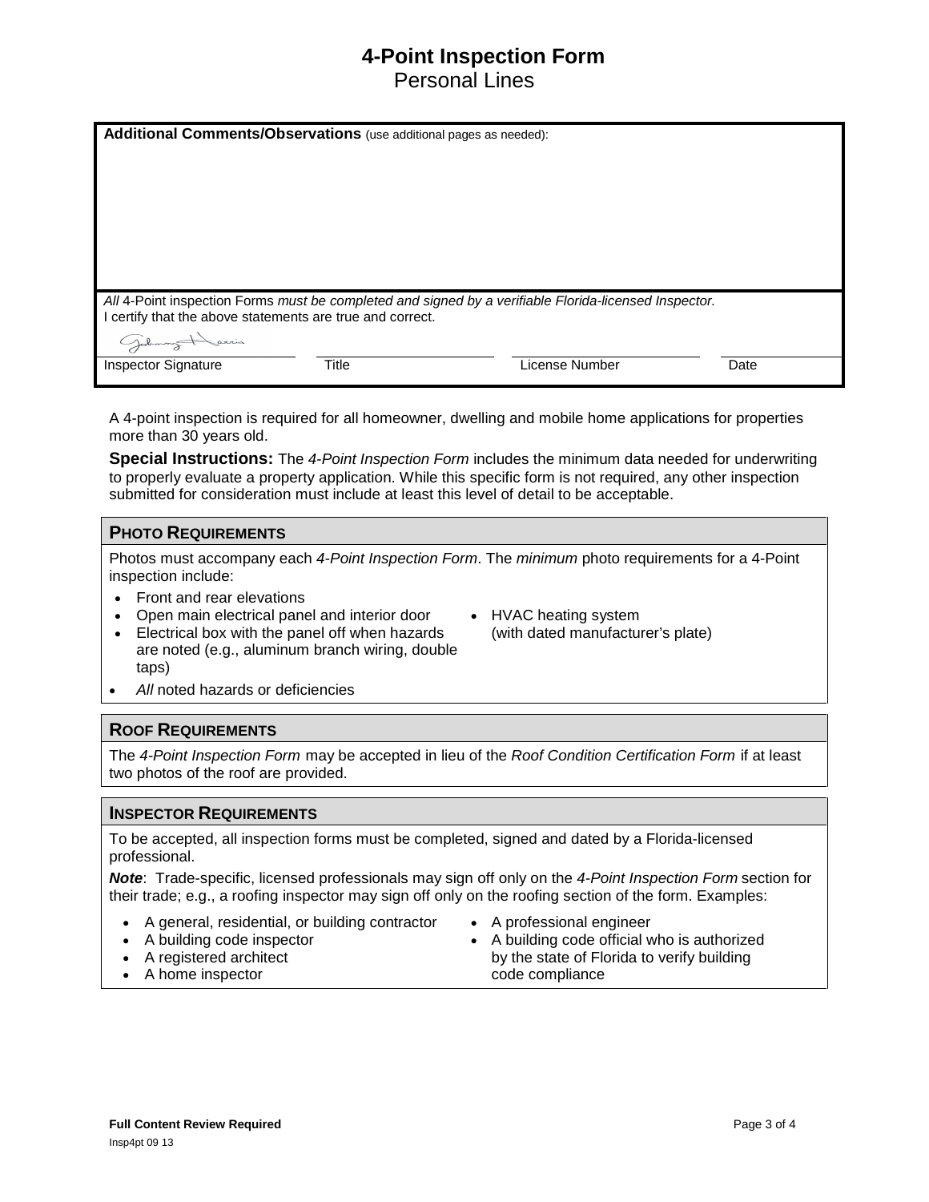# 4-Point Inspection Form
Personal Lines

**Additional Comments/Observations** (use additional pages as needed):

*All* 4-Point inspection Forms *must be completed and signed by a verifiable Florida-licensed Inspector.*
I certify that the above statements are true and correct.

| Inspector Signature | Title | License Number | Date |
|---|---|---|---|

A 4-point inspection is required for all homeowner, dwelling and mobile home applications for properties more than 30 years old.

**Special Instructions:** The *4-Point Inspection Form* includes the minimum data needed for underwriting to properly evaluate a property application. While this specific form is not required, any other inspection submitted for consideration must include at least this level of detail to be acceptable.

## Photo Requirements

Photos must accompany each *4-Point Inspection Form*. The *minimum* photo requirements for a 4-Point inspection include:

- Front and rear elevations
- Open main electrical panel and interior door
- Electrical box with the panel off when hazards are noted (e.g., aluminum branch wiring, double taps)
- HVAC heating system (with dated manufacturer's plate)
- *All* noted hazards or deficiencies

## Roof Requirements

The *4-Point Inspection Form* may be accepted in lieu of the *Roof Condition Certification Form* if at least two photos of the roof are provided.

## Inspector Requirements

To be accepted, all inspection forms must be completed, signed and dated by a Florida-licensed professional.

***Note***: Trade-specific, licensed professionals may sign off only on the *4-Point Inspection Form* section for their trade; e.g., a roofing inspector may sign off only on the roofing section of the form. Examples:

- A general, residential, or building contractor
- A building code inspector
- A registered architect
- A home inspector
- A professional engineer
- A building code official who is authorized by the state of Florida to verify building code compliance

**Full Content Review Required**

Insp4pt 09 13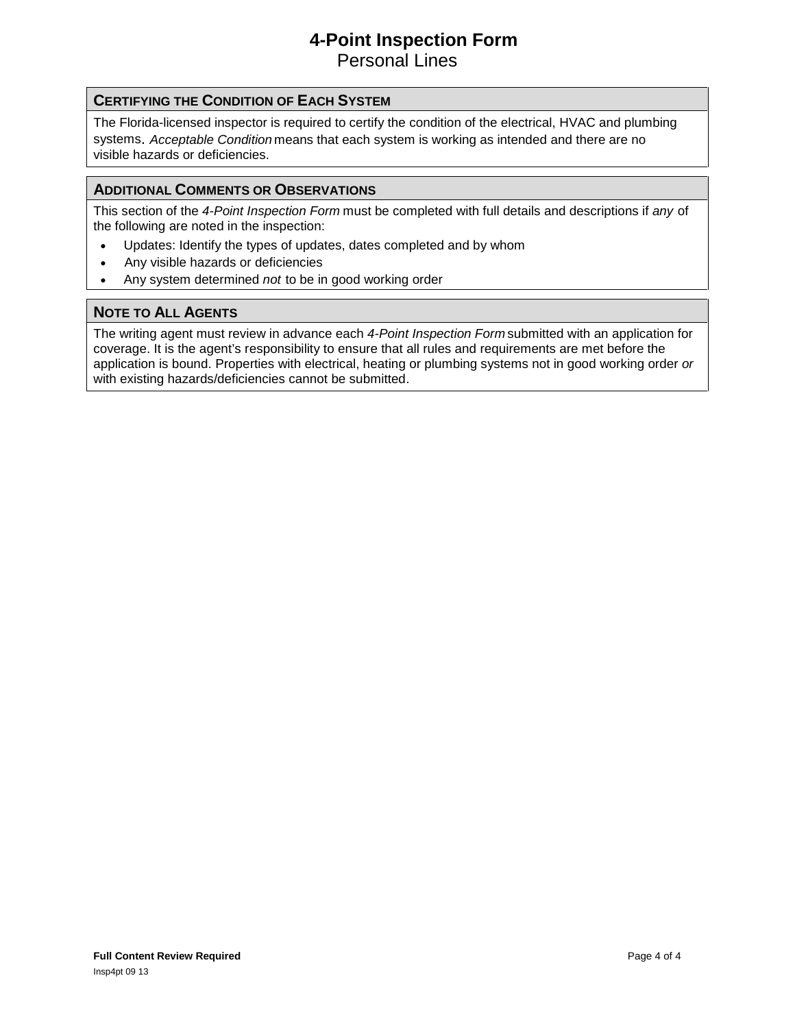# 4-Point Inspection Form
Personal Lines

## Certifying the Condition of Each System

The Florida-licensed inspector is required to certify the condition of the electrical, HVAC and plumbing systems. *Acceptable Condition* means that each system is working as intended and there are no visible hazards or deficiencies.

## Additional Comments or Observations

This section of the *4-Point Inspection Form* must be completed with full details and descriptions if *any* of the following are noted in the inspection:

- Updates: Identify the types of updates, dates completed and by whom
- Any visible hazards or deficiencies
- Any system determined *not* to be in good working order

## Note to All Agents

The writing agent must review in advance each *4-Point Inspection Form* submitted with an application for coverage. It is the agent's responsibility to ensure that all rules and requirements are met before the application is bound. Properties with electrical, heating or plumbing systems not in good working order *or* with existing hazards/deficiencies cannot be submitted.

**Full Content Review Required**

Insp4pt 09 13